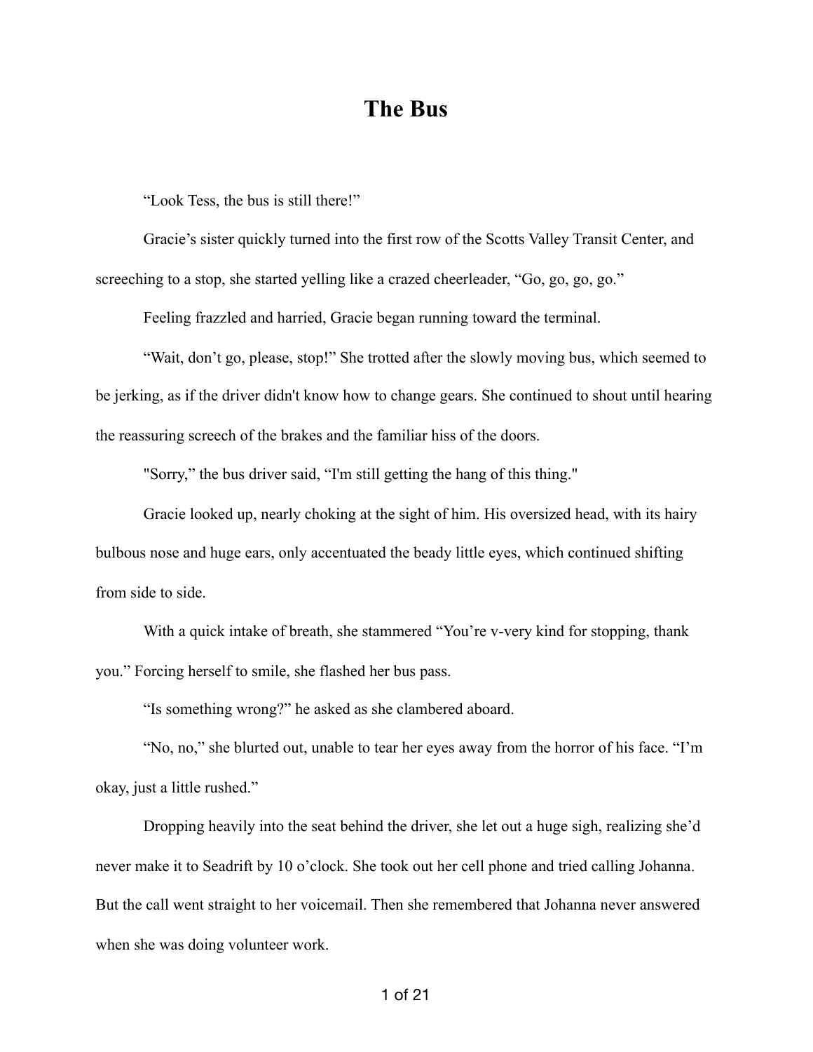# The Bus

"Look Tess, the bus is still there!"

Gracie's sister quickly turned into the first row of the Scotts Valley Transit Center, and screeching to a stop, she started yelling like a crazed cheerleader, "Go, go, go, go."

Feeling frazzled and harried, Gracie began running toward the terminal.

"Wait, don't go, please, stop!" She trotted after the slowly moving bus, which seemed to be jerking, as if the driver didn't know how to change gears. She continued to shout until hearing the reassuring screech of the brakes and the familiar hiss of the doors.

"Sorry," the bus driver said, "I'm still getting the hang of this thing."

Gracie looked up, nearly choking at the sight of him. His oversized head, with its hairy bulbous nose and huge ears, only accentuated the beady little eyes, which continued shifting from side to side.

With a quick intake of breath, she stammered "You're v-very kind for stopping, thank you." Forcing herself to smile, she flashed her bus pass.

"Is something wrong?" he asked as she clambered aboard.

"No, no," she blurted out, unable to tear her eyes away from the horror of his face. "I'm okay, just a little rushed."

Dropping heavily into the seat behind the driver, she let out a huge sigh, realizing she'd never make it to Seadrift by 10 o'clock. She took out her cell phone and tried calling Johanna. But the call went straight to her voicemail. Then she remembered that Johanna never answered when she was doing volunteer work.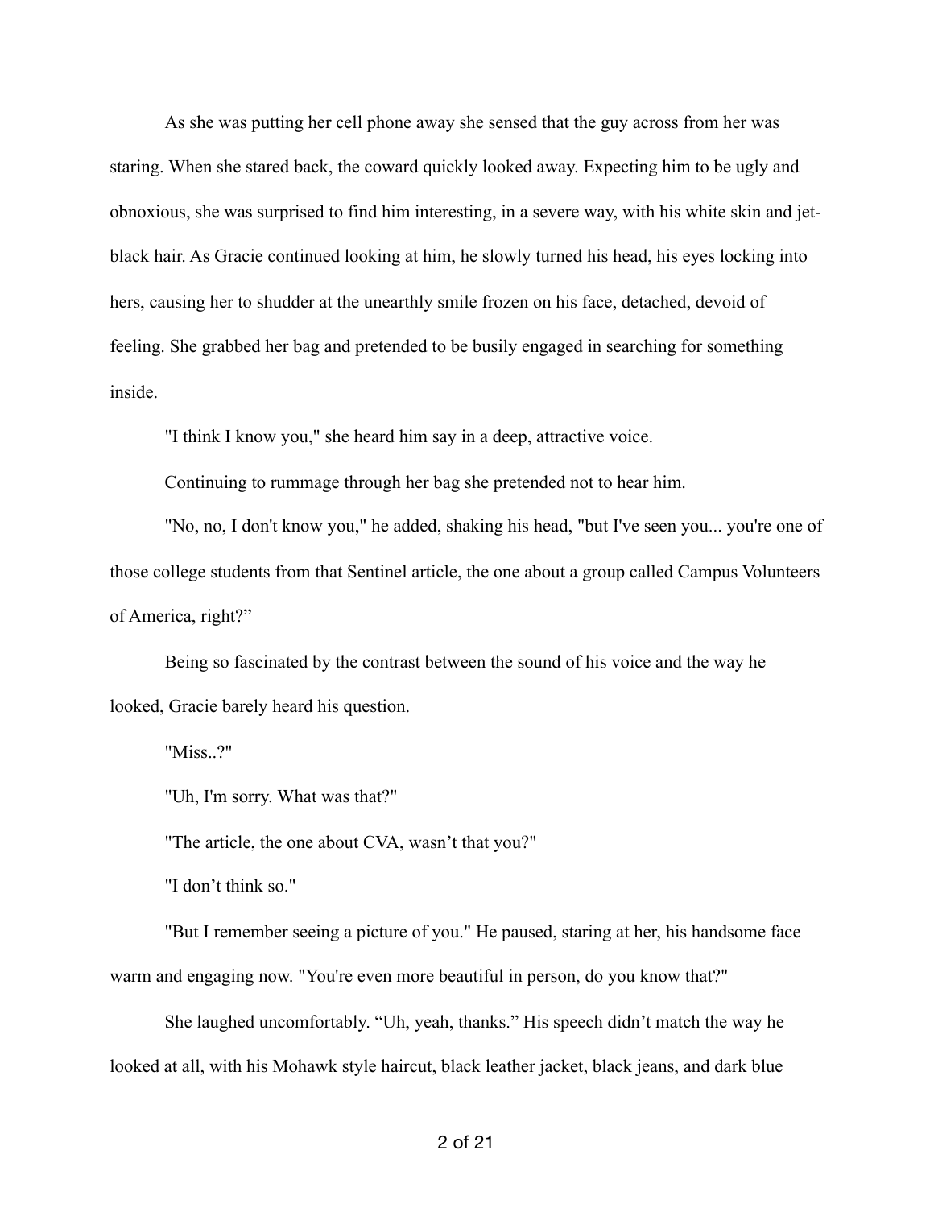As she was putting her cell phone away she sensed that the guy across from her was staring. When she stared back, the coward quickly looked away. Expecting him to be ugly and obnoxious, she was surprised to find him interesting, in a severe way, with his white skin and jet-black hair. As Gracie continued looking at him, he slowly turned his head, his eyes locking into hers, causing her to shudder at the unearthly smile frozen on his face, detached, devoid of feeling. She grabbed her bag and pretended to be busily engaged in searching for something inside.

"I think I know you," she heard him say in a deep, attractive voice.

Continuing to rummage through her bag she pretended not to hear him.

"No, no, I don't know you," he added, shaking his head, "but I've seen you... you're one of those college students from that Sentinel article, the one about a group called Campus Volunteers of America, right?"

Being so fascinated by the contrast between the sound of his voice and the way he looked, Gracie barely heard his question.

"Miss..?"

"Uh, I'm sorry. What was that?"

"The article, the one about CVA, wasn't that you?"

"I don't think so."

"But I remember seeing a picture of you." He paused, staring at her, his handsome face warm and engaging now. "You're even more beautiful in person, do you know that?"

She laughed uncomfortably. "Uh, yeah, thanks." His speech didn't match the way he looked at all, with his Mohawk style haircut, black leather jacket, black jeans, and dark blue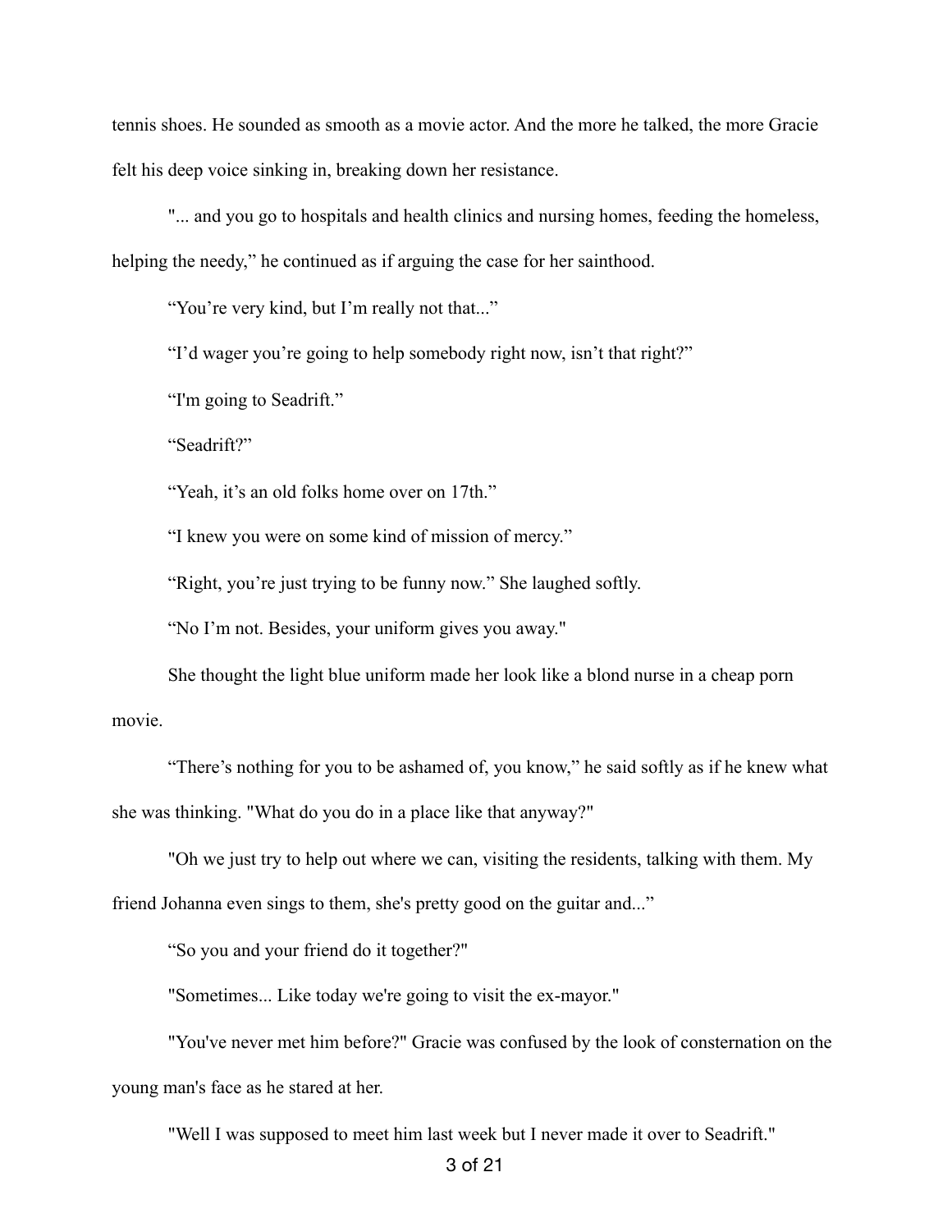tennis shoes. He sounded as smooth as a movie actor. And the more he talked, the more Gracie felt his deep voice sinking in, breaking down her resistance.

"... and you go to hospitals and health clinics and nursing homes, feeding the homeless, helping the needy," he continued as if arguing the case for her sainthood.

"You're very kind, but I'm really not that..."

"I'd wager you're going to help somebody right now, isn't that right?"

"I'm going to Seadrift."

"Seadrift?"

"Yeah, it's an old folks home over on 17th."

"I knew you were on some kind of mission of mercy."

"Right, you're just trying to be funny now." She laughed softly.

"No I'm not. Besides, your uniform gives you away."

She thought the light blue uniform made her look like a blond nurse in a cheap porn movie.

"There's nothing for you to be ashamed of, you know," he said softly as if he knew what she was thinking. "What do you do in a place like that anyway?"

"Oh we just try to help out where we can, visiting the residents, talking with them. My friend Johanna even sings to them, she's pretty good on the guitar and..."

"So you and your friend do it together?"

"Sometimes... Like today we're going to visit the ex-mayor."

"You've never met him before?" Gracie was confused by the look of consternation on the young man's face as he stared at her.

"Well I was supposed to meet him last week but I never made it over to Seadrift."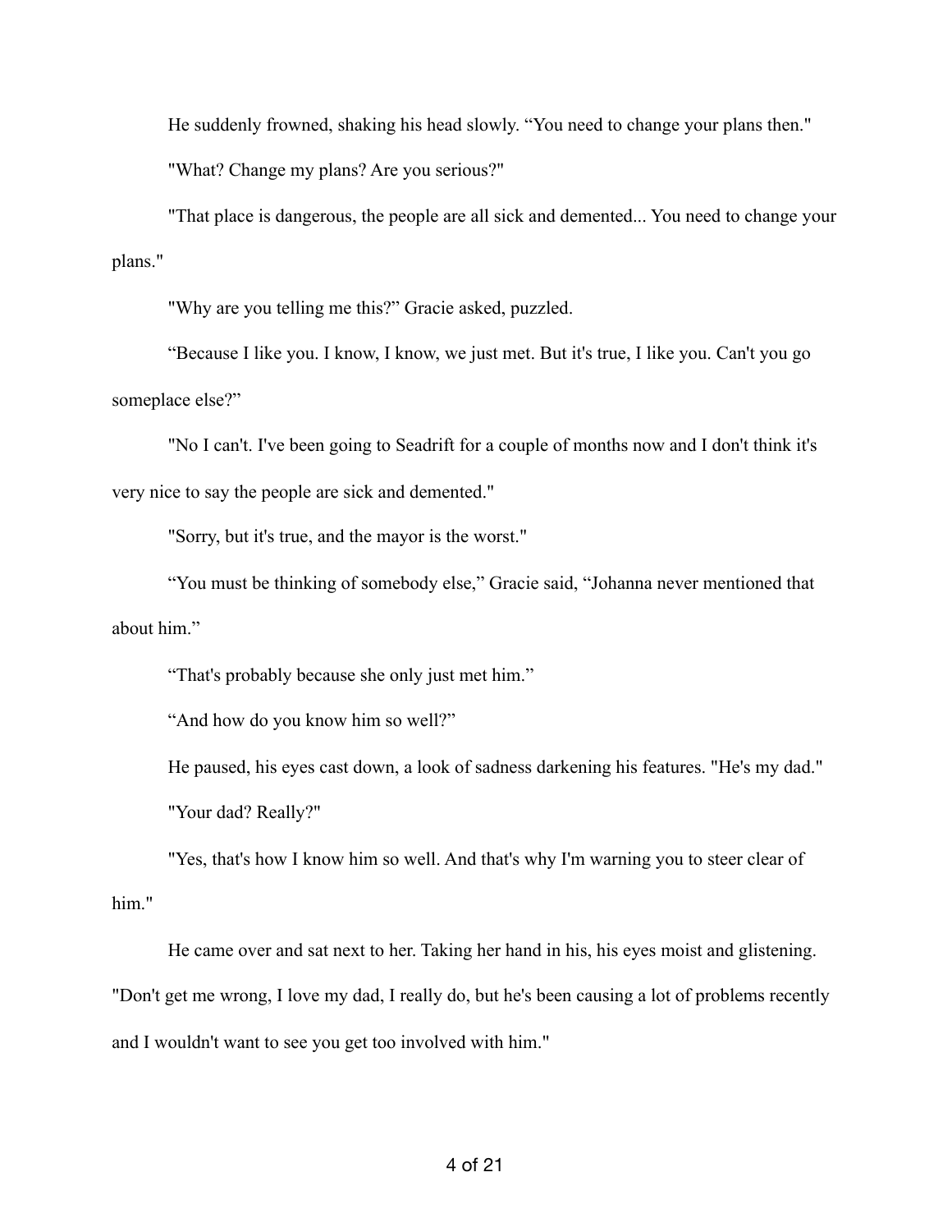He suddenly frowned, shaking his head slowly. “You need to change your plans then."

"What? Change my plans? Are you serious?"

"That place is dangerous, the people are all sick and demented... You need to change your plans."

"Why are you telling me this?” Gracie asked, puzzled.

“Because I like you. I know, I know, we just met. But it's true, I like you. Can't you go someplace else?”

"No I can't. I've been going to Seadrift for a couple of months now and I don't think it's very nice to say the people are sick and demented."

"Sorry, but it's true, and the mayor is the worst."

“You must be thinking of somebody else,” Gracie said, “Johanna never mentioned that about him.”

“That's probably because she only just met him.”

“And how do you know him so well?”

He paused, his eyes cast down, a look of sadness darkening his features. "He's my dad."

"Your dad? Really?"

"Yes, that's how I know him so well. And that's why I'm warning you to steer clear of him."

He came over and sat next to her. Taking her hand in his, his eyes moist and glistening. "Don't get me wrong, I love my dad, I really do, but he's been causing a lot of problems recently and I wouldn't want to see you get too involved with him."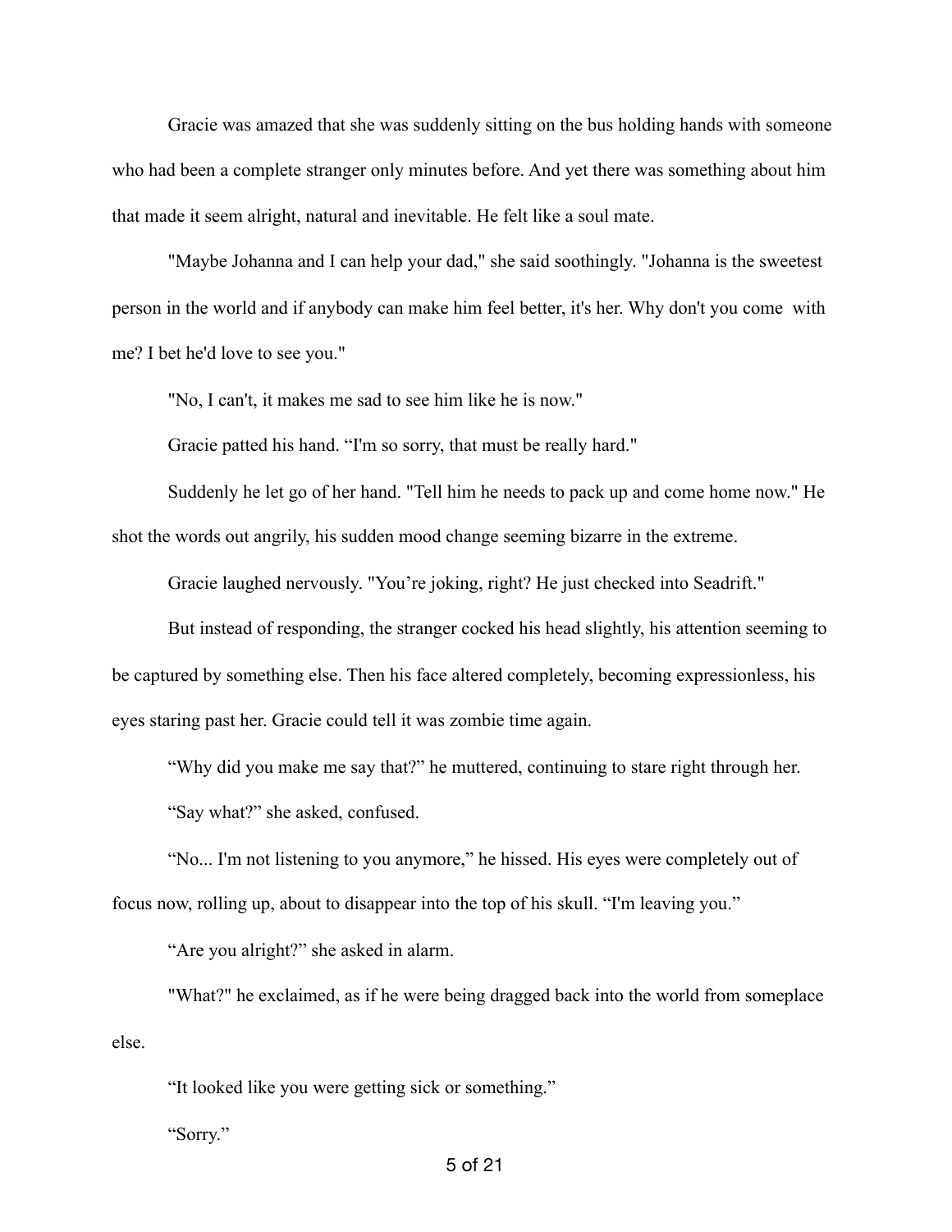Gracie was amazed that she was suddenly sitting on the bus holding hands with someone who had been a complete stranger only minutes before. And yet there was something about him that made it seem alright, natural and inevitable. He felt like a soul mate.

"Maybe Johanna and I can help your dad," she said soothingly. "Johanna is the sweetest person in the world and if anybody can make him feel better, it's her. Why don't you come with me? I bet he'd love to see you."

"No, I can't, it makes me sad to see him like he is now."

Gracie patted his hand. "I'm so sorry, that must be really hard."

Suddenly he let go of her hand. "Tell him he needs to pack up and come home now." He shot the words out angrily, his sudden mood change seeming bizarre in the extreme.

Gracie laughed nervously. "You're joking, right? He just checked into Seadrift."

But instead of responding, the stranger cocked his head slightly, his attention seeming to be captured by something else. Then his face altered completely, becoming expressionless, his eyes staring past her. Gracie could tell it was zombie time again.

"Why did you make me say that?" he muttered, continuing to stare right through her.

"Say what?" she asked, confused.

"No... I'm not listening to you anymore," he hissed. His eyes were completely out of focus now, rolling up, about to disappear into the top of his skull. "I'm leaving you."

"Are you alright?" she asked in alarm.

"What?" he exclaimed, as if he were being dragged back into the world from someplace else.

"It looked like you were getting sick or something."

"Sorry."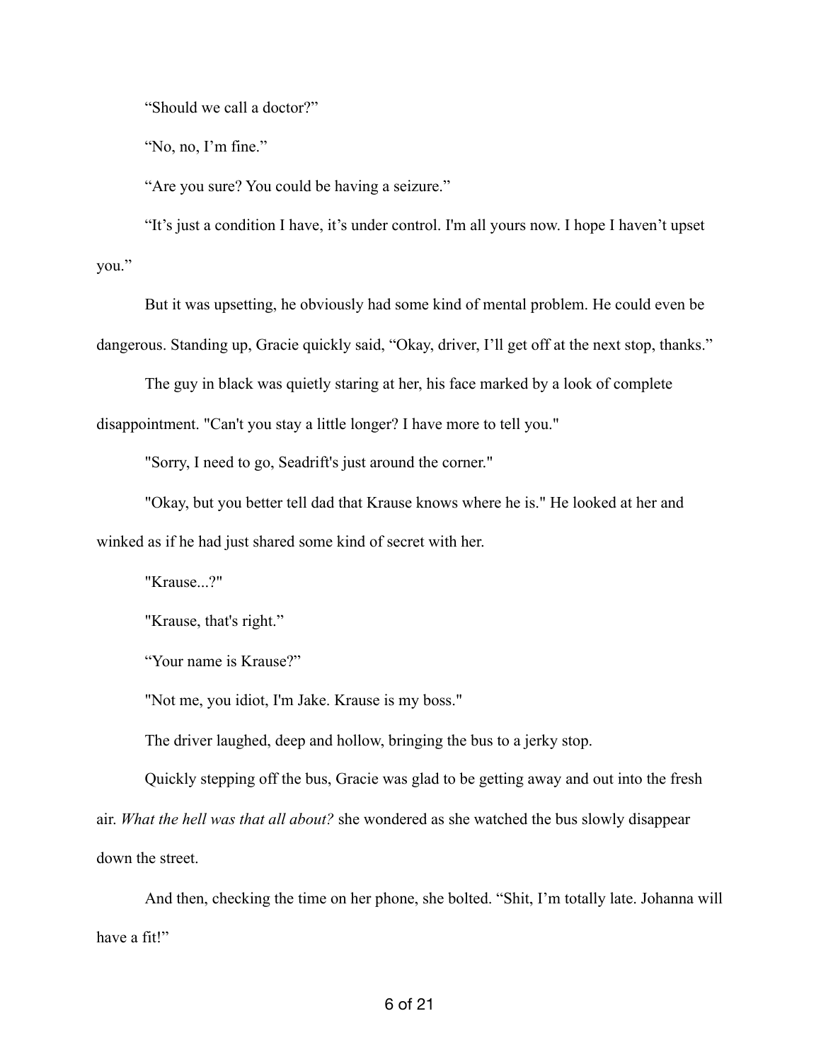“Should we call a doctor?”

“No, no, I’m fine.”

“Are you sure? You could be having a seizure.”

“It’s just a condition I have, it’s under control. I'm all yours now. I hope I haven’t upset you.”

But it was upsetting, he obviously had some kind of mental problem. He could even be dangerous. Standing up, Gracie quickly said, “Okay, driver, I’ll get off at the next stop, thanks.”

The guy in black was quietly staring at her, his face marked by a look of complete disappointment. "Can't you stay a little longer? I have more to tell you."

"Sorry, I need to go, Seadrift's just around the corner."

"Okay, but you better tell dad that Krause knows where he is." He looked at her and winked as if he had just shared some kind of secret with her.

"Krause...?"

"Krause, that's right.”

“Your name is Krause?”

"Not me, you idiot, I'm Jake. Krause is my boss."

The driver laughed, deep and hollow, bringing the bus to a jerky stop.

Quickly stepping off the bus, Gracie was glad to be getting away and out into the fresh air. *What the hell was that all about?* she wondered as she watched the bus slowly disappear down the street.

And then, checking the time on her phone, she bolted. “Shit, I’m totally late. Johanna will have a fit!”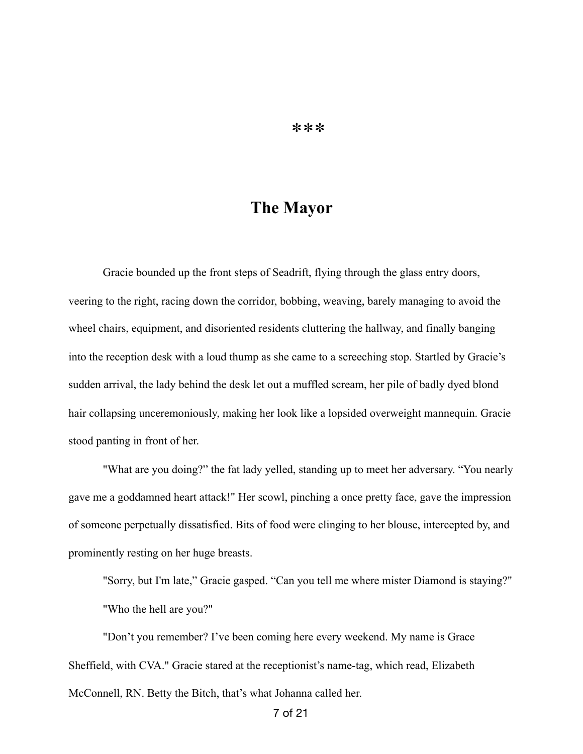***

## The Mayor

Gracie bounded up the front steps of Seadrift, flying through the glass entry doors, veering to the right, racing down the corridor, bobbing, weaving, barely managing to avoid the wheel chairs, equipment, and disoriented residents cluttering the hallway, and finally banging into the reception desk with a loud thump as she came to a screeching stop. Startled by Gracie's sudden arrival, the lady behind the desk let out a muffled scream, her pile of badly dyed blond hair collapsing unceremoniously, making her look like a lopsided overweight mannequin. Gracie stood panting in front of her.

"What are you doing?" the fat lady yelled, standing up to meet her adversary. "You nearly gave me a goddamned heart attack!" Her scowl, pinching a once pretty face, gave the impression of someone perpetually dissatisfied. Bits of food were clinging to her blouse, intercepted by, and prominently resting on her huge breasts.

"Sorry, but I'm late," Gracie gasped. "Can you tell me where mister Diamond is staying?"

"Who the hell are you?"

"Don't you remember? I've been coming here every weekend. My name is Grace Sheffield, with CVA." Gracie stared at the receptionist's name-tag, which read, Elizabeth McConnell, RN. Betty the Bitch, that's what Johanna called her.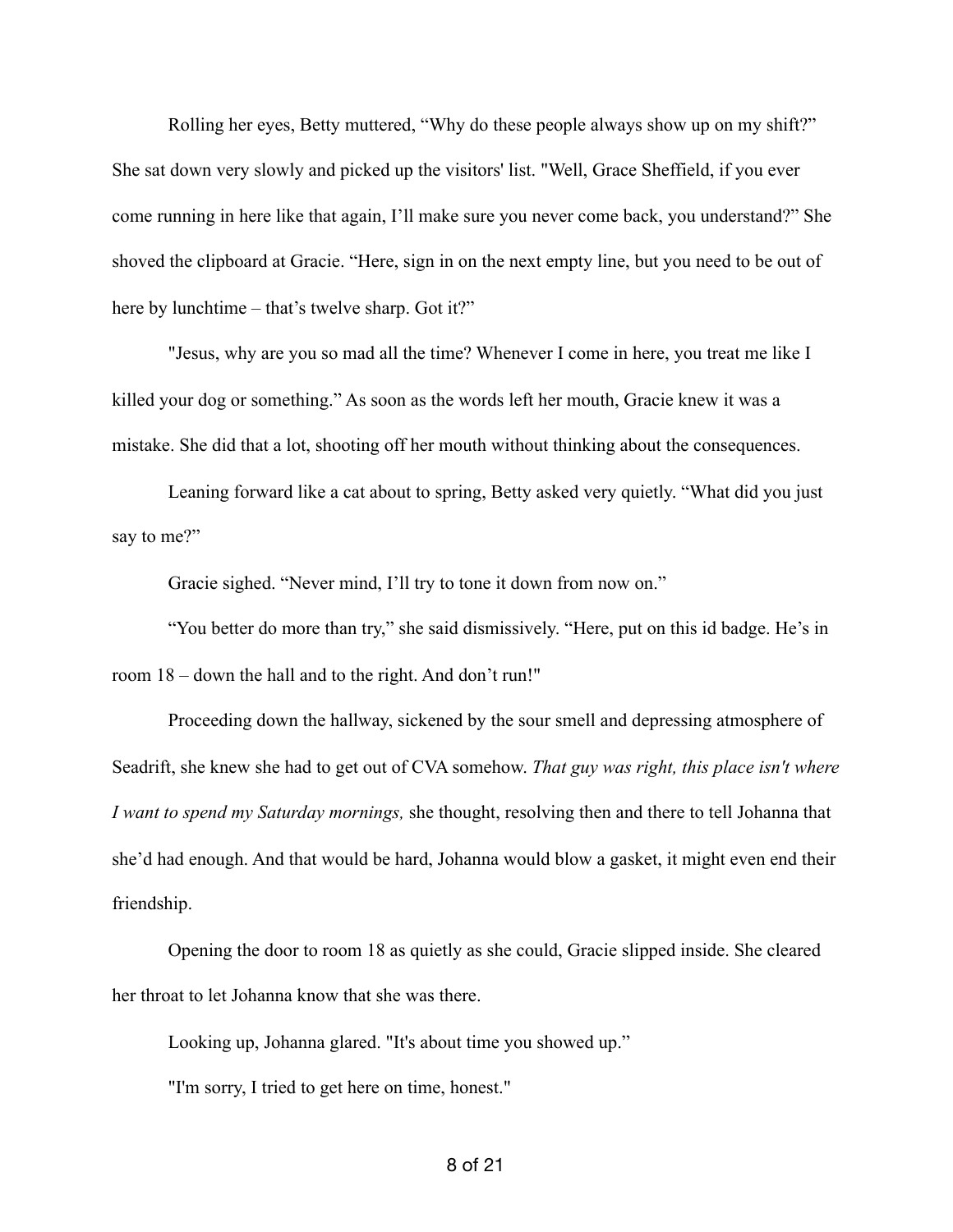Rolling her eyes, Betty muttered, “Why do these people always show up on my shift?” She sat down very slowly and picked up the visitors' list. "Well, Grace Sheffield, if you ever come running in here like that again, I’ll make sure you never come back, you understand?” She shoved the clipboard at Gracie. “Here, sign in on the next empty line, but you need to be out of here by lunchtime – that’s twelve sharp. Got it?”

"Jesus, why are you so mad all the time? Whenever I come in here, you treat me like I killed your dog or something.” As soon as the words left her mouth, Gracie knew it was a mistake. She did that a lot, shooting off her mouth without thinking about the consequences.

Leaning forward like a cat about to spring, Betty asked very quietly. “What did you just say to me?”

Gracie sighed. “Never mind, I’ll try to tone it down from now on.”

“You better do more than try,” she said dismissively. “Here, put on this id badge. He’s in room 18 – down the hall and to the right. And don’t run!"

Proceeding down the hallway, sickened by the sour smell and depressing atmosphere of Seadrift, she knew she had to get out of CVA somehow. *That guy was right, this place isn't where I want to spend my Saturday mornings,* she thought, resolving then and there to tell Johanna that she’d had enough. And that would be hard, Johanna would blow a gasket, it might even end their friendship.

Opening the door to room 18 as quietly as she could, Gracie slipped inside. She cleared her throat to let Johanna know that she was there.

Looking up, Johanna glared. "It's about time you showed up.”

"I'm sorry, I tried to get here on time, honest."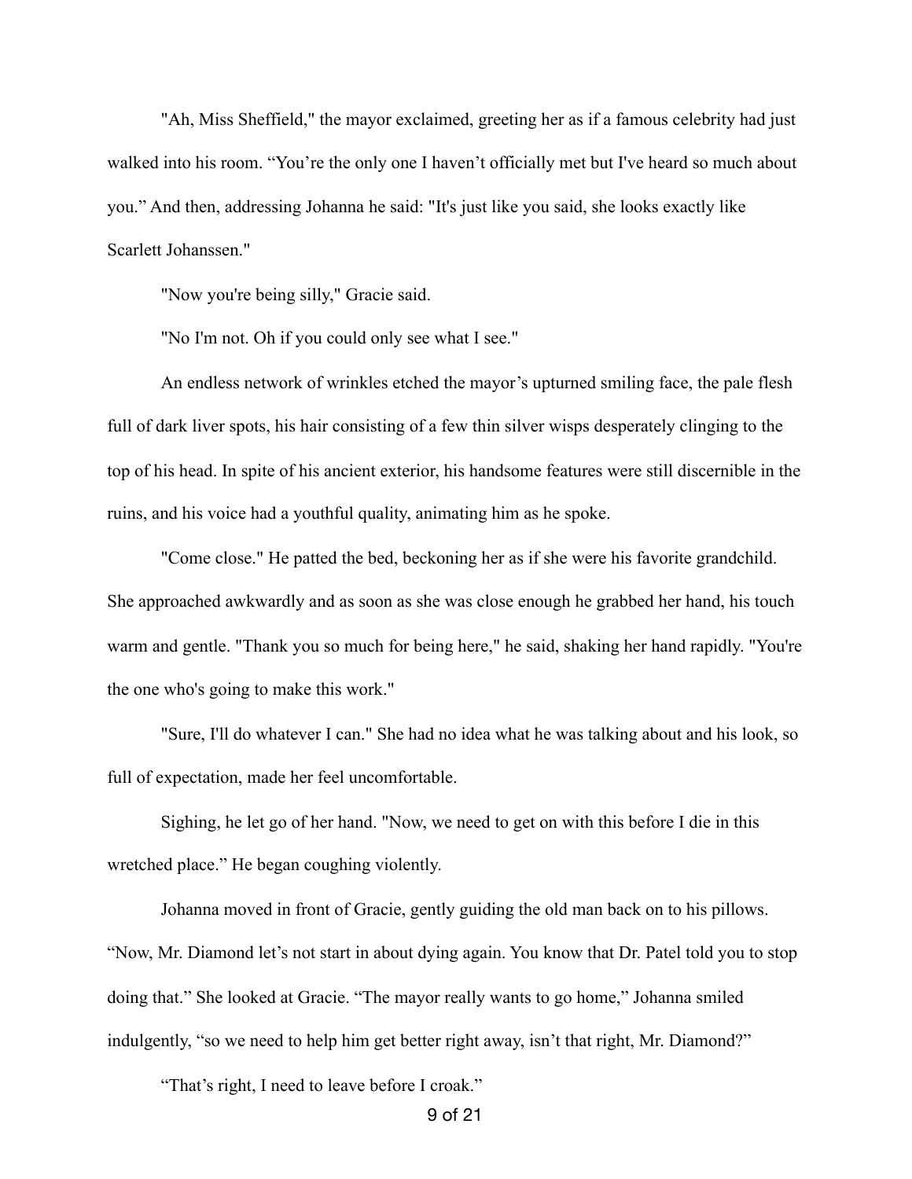"Ah, Miss Sheffield," the mayor exclaimed, greeting her as if a famous celebrity had just walked into his room. "You're the only one I haven't officially met but I've heard so much about you." And then, addressing Johanna he said: "It's just like you said, she looks exactly like Scarlett Johanssen."

"Now you're being silly," Gracie said.

"No I'm not. Oh if you could only see what I see."

An endless network of wrinkles etched the mayor's upturned smiling face, the pale flesh full of dark liver spots, his hair consisting of a few thin silver wisps desperately clinging to the top of his head. In spite of his ancient exterior, his handsome features were still discernible in the ruins, and his voice had a youthful quality, animating him as he spoke.

"Come close." He patted the bed, beckoning her as if she were his favorite grandchild. She approached awkwardly and as soon as she was close enough he grabbed her hand, his touch warm and gentle. "Thank you so much for being here," he said, shaking her hand rapidly. "You're the one who's going to make this work."

"Sure, I'll do whatever I can." She had no idea what he was talking about and his look, so full of expectation, made her feel uncomfortable.

Sighing, he let go of her hand. "Now, we need to get on with this before I die in this wretched place." He began coughing violently.

Johanna moved in front of Gracie, gently guiding the old man back on to his pillows. "Now, Mr. Diamond let's not start in about dying again. You know that Dr. Patel told you to stop doing that." She looked at Gracie. "The mayor really wants to go home," Johanna smiled indulgently, "so we need to help him get better right away, isn't that right, Mr. Diamond?"

"That's right, I need to leave before I croak."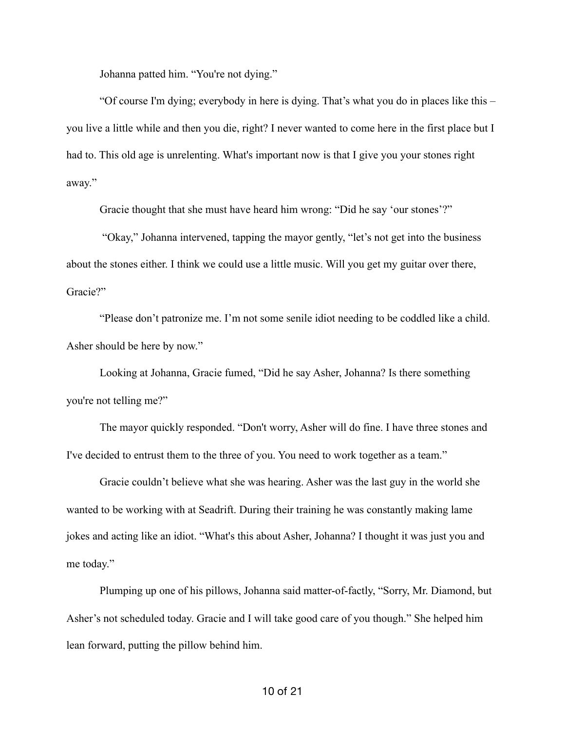Johanna patted him. "You're not dying."

"Of course I'm dying; everybody in here is dying. That's what you do in places like this – you live a little while and then you die, right? I never wanted to come here in the first place but I had to. This old age is unrelenting. What's important now is that I give you your stones right away."

Gracie thought that she must have heard him wrong: "Did he say 'our stones'?"

"Okay," Johanna intervened, tapping the mayor gently, "let's not get into the business about the stones either. I think we could use a little music. Will you get my guitar over there, Gracie?"

"Please don't patronize me. I'm not some senile idiot needing to be coddled like a child. Asher should be here by now."

Looking at Johanna, Gracie fumed, "Did he say Asher, Johanna? Is there something you're not telling me?"

The mayor quickly responded. "Don't worry, Asher will do fine. I have three stones and I've decided to entrust them to the three of you. You need to work together as a team."

Gracie couldn't believe what she was hearing. Asher was the last guy in the world she wanted to be working with at Seadrift. During their training he was constantly making lame jokes and acting like an idiot. "What's this about Asher, Johanna? I thought it was just you and me today."

Plumping up one of his pillows, Johanna said matter-of-factly, "Sorry, Mr. Diamond, but Asher's not scheduled today. Gracie and I will take good care of you though." She helped him lean forward, putting the pillow behind him.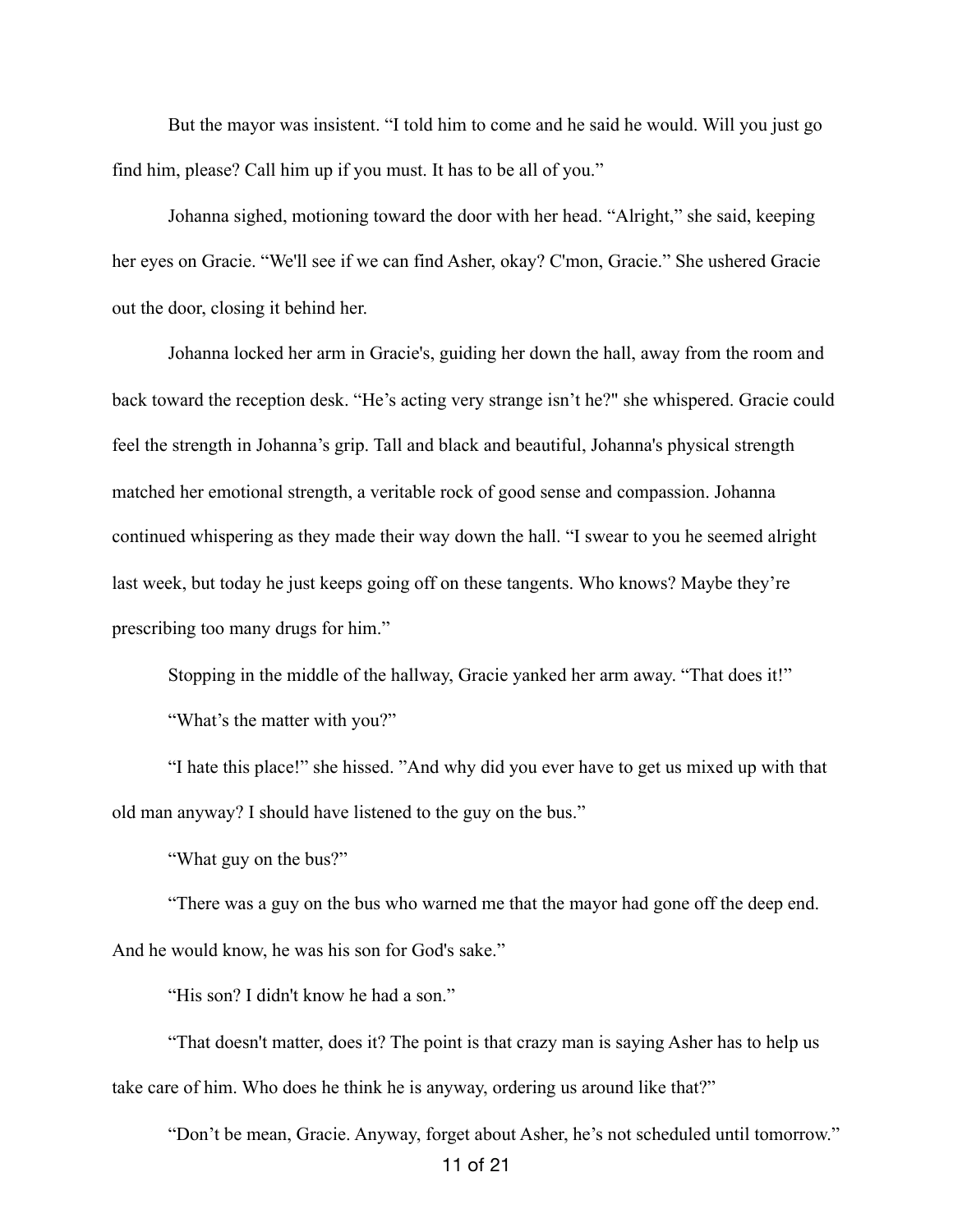But the mayor was insistent. "I told him to come and he said he would. Will you just go find him, please? Call him up if you must. It has to be all of you."

Johanna sighed, motioning toward the door with her head. "Alright," she said, keeping her eyes on Gracie. "We'll see if we can find Asher, okay? C'mon, Gracie." She ushered Gracie out the door, closing it behind her.

Johanna locked her arm in Gracie's, guiding her down the hall, away from the room and back toward the reception desk. "He's acting very strange isn't he?" she whispered. Gracie could feel the strength in Johanna's grip. Tall and black and beautiful, Johanna's physical strength matched her emotional strength, a veritable rock of good sense and compassion. Johanna continued whispering as they made their way down the hall. "I swear to you he seemed alright last week, but today he just keeps going off on these tangents. Who knows? Maybe they're prescribing too many drugs for him."

Stopping in the middle of the hallway, Gracie yanked her arm away. "That does it!"

"What's the matter with you?"

"I hate this place!" she hissed. "And why did you ever have to get us mixed up with that old man anyway? I should have listened to the guy on the bus."

"What guy on the bus?"

"There was a guy on the bus who warned me that the mayor had gone off the deep end. And he would know, he was his son for God's sake."

"His son? I didn't know he had a son."

"That doesn't matter, does it? The point is that crazy man is saying Asher has to help us take care of him. Who does he think he is anyway, ordering us around like that?"

"Don't be mean, Gracie. Anyway, forget about Asher, he's not scheduled until tomorrow."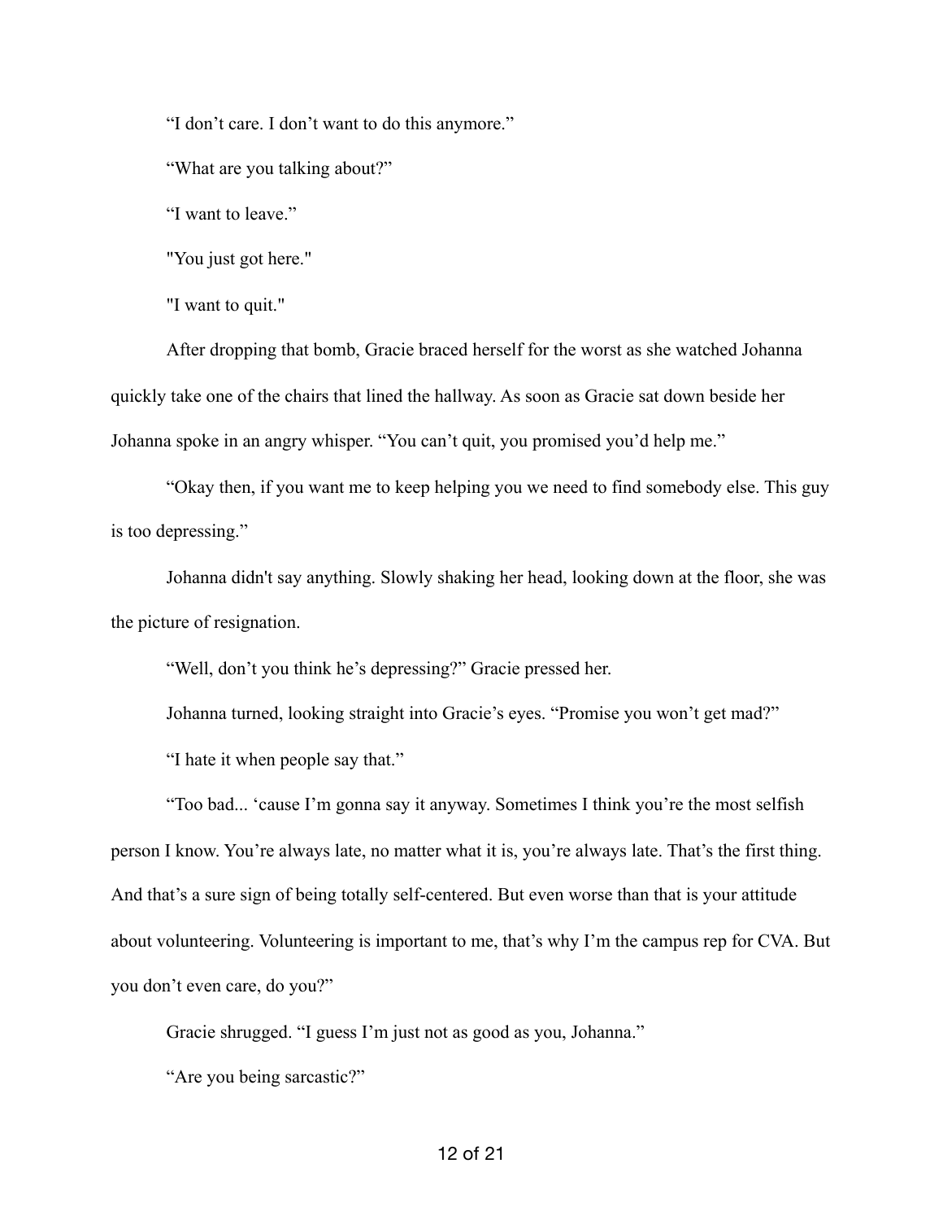“I don’t care. I don’t want to do this anymore.”

“What are you talking about?”

“I want to leave.”

"You just got here."

"I want to quit."

After dropping that bomb, Gracie braced herself for the worst as she watched Johanna quickly take one of the chairs that lined the hallway. As soon as Gracie sat down beside her Johanna spoke in an angry whisper. “You can’t quit, you promised you’d help me.”

“Okay then, if you want me to keep helping you we need to find somebody else. This guy is too depressing.”

Johanna didn't say anything. Slowly shaking her head, looking down at the floor, she was the picture of resignation.

“Well, don’t you think he’s depressing?” Gracie pressed her.

Johanna turned, looking straight into Gracie’s eyes. “Promise you won’t get mad?”

“I hate it when people say that.”

“Too bad... ‘cause I’m gonna say it anyway. Sometimes I think you’re the most selfish person I know. You’re always late, no matter what it is, you’re always late. That’s the first thing. And that’s a sure sign of being totally self-centered. But even worse than that is your attitude about volunteering. Volunteering is important to me, that’s why I’m the campus rep for CVA. But you don’t even care, do you?”

Gracie shrugged. “I guess I’m just not as good as you, Johanna.”

“Are you being sarcastic?”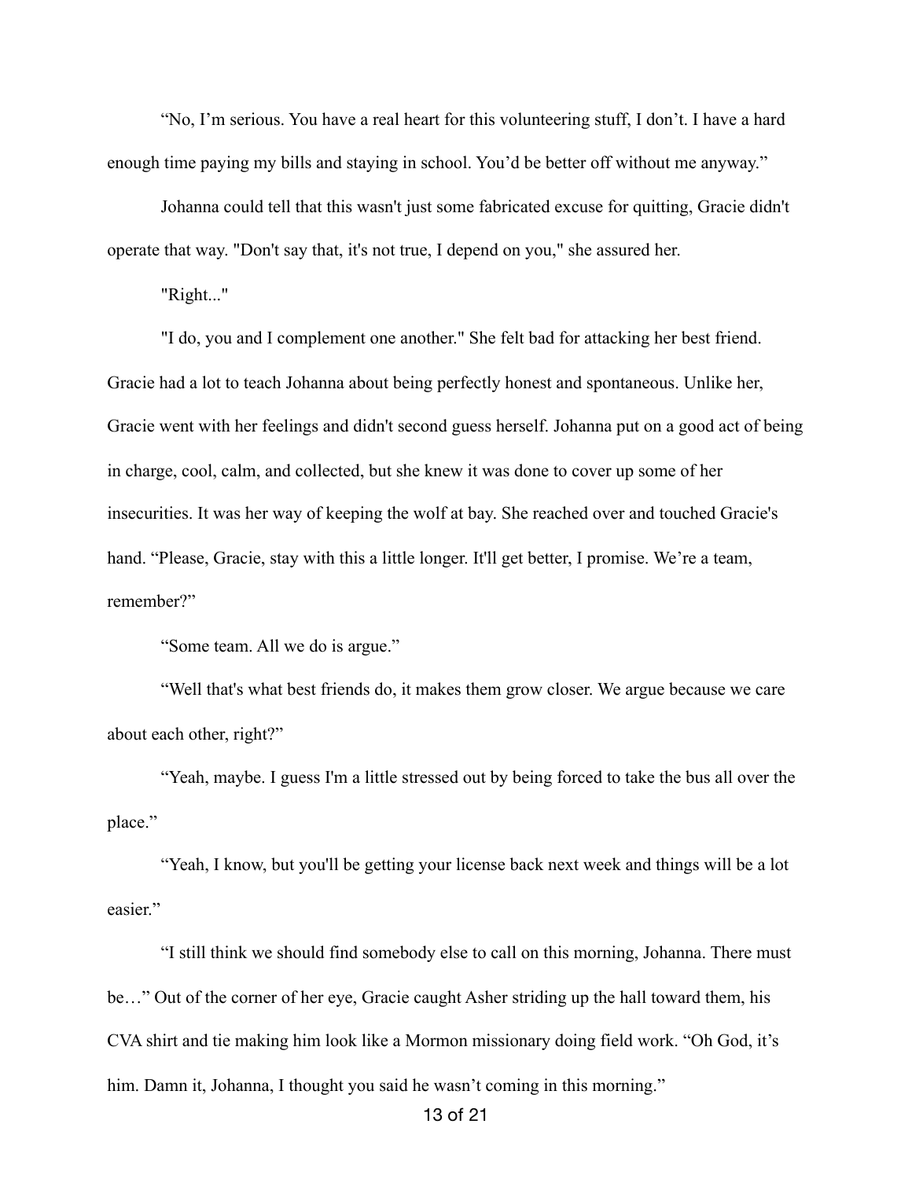“No, I’m serious. You have a real heart for this volunteering stuff, I don’t. I have a hard enough time paying my bills and staying in school. You’d be better off without me anyway.”

Johanna could tell that this wasn't just some fabricated excuse for quitting, Gracie didn't operate that way. "Don't say that, it's not true, I depend on you," she assured her.

"Right..."

"I do, you and I complement one another." She felt bad for attacking her best friend. Gracie had a lot to teach Johanna about being perfectly honest and spontaneous. Unlike her, Gracie went with her feelings and didn't second guess herself. Johanna put on a good act of being in charge, cool, calm, and collected, but she knew it was done to cover up some of her insecurities. It was her way of keeping the wolf at bay. She reached over and touched Gracie's hand. “Please, Gracie, stay with this a little longer. It'll get better, I promise. We’re a team, remember?”

“Some team. All we do is argue.”

“Well that's what best friends do, it makes them grow closer. We argue because we care about each other, right?”

“Yeah, maybe. I guess I'm a little stressed out by being forced to take the bus all over the place.”

“Yeah, I know, but you'll be getting your license back next week and things will be a lot easier.”

“I still think we should find somebody else to call on this morning, Johanna. There must be…” Out of the corner of her eye, Gracie caught Asher striding up the hall toward them, his CVA shirt and tie making him look like a Mormon missionary doing field work. “Oh God, it’s him. Damn it, Johanna, I thought you said he wasn’t coming in this morning.”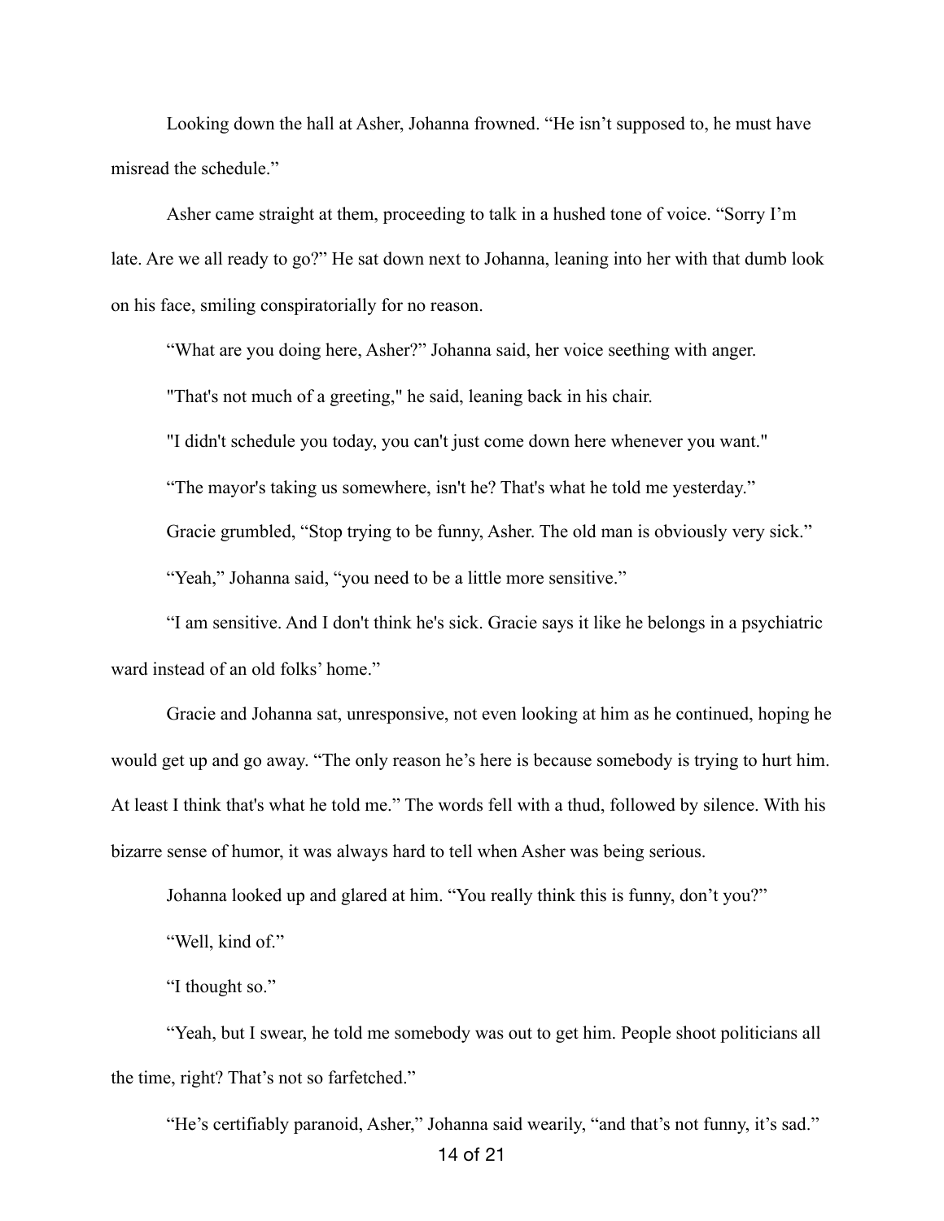Looking down the hall at Asher, Johanna frowned. “He isn’t supposed to, he must have misread the schedule.”

Asher came straight at them, proceeding to talk in a hushed tone of voice. “Sorry I’m late. Are we all ready to go?” He sat down next to Johanna, leaning into her with that dumb look on his face, smiling conspiratorially for no reason.

“What are you doing here, Asher?” Johanna said, her voice seething with anger.

"That's not much of a greeting," he said, leaning back in his chair.

"I didn't schedule you today, you can't just come down here whenever you want."

“The mayor's taking us somewhere, isn't he? That's what he told me yesterday.”

Gracie grumbled, “Stop trying to be funny, Asher. The old man is obviously very sick.”

“Yeah,” Johanna said, “you need to be a little more sensitive.”

“I am sensitive. And I don't think he's sick. Gracie says it like he belongs in a psychiatric ward instead of an old folks’ home.”

Gracie and Johanna sat, unresponsive, not even looking at him as he continued, hoping he would get up and go away. “The only reason he’s here is because somebody is trying to hurt him. At least I think that's what he told me.” The words fell with a thud, followed by silence. With his bizarre sense of humor, it was always hard to tell when Asher was being serious.

Johanna looked up and glared at him. “You really think this is funny, don’t you?”

“Well, kind of.”

“I thought so.”

“Yeah, but I swear, he told me somebody was out to get him. People shoot politicians all the time, right? That’s not so farfetched.”

“He’s certifiably paranoid, Asher,” Johanna said wearily, “and that’s not funny, it’s sad.”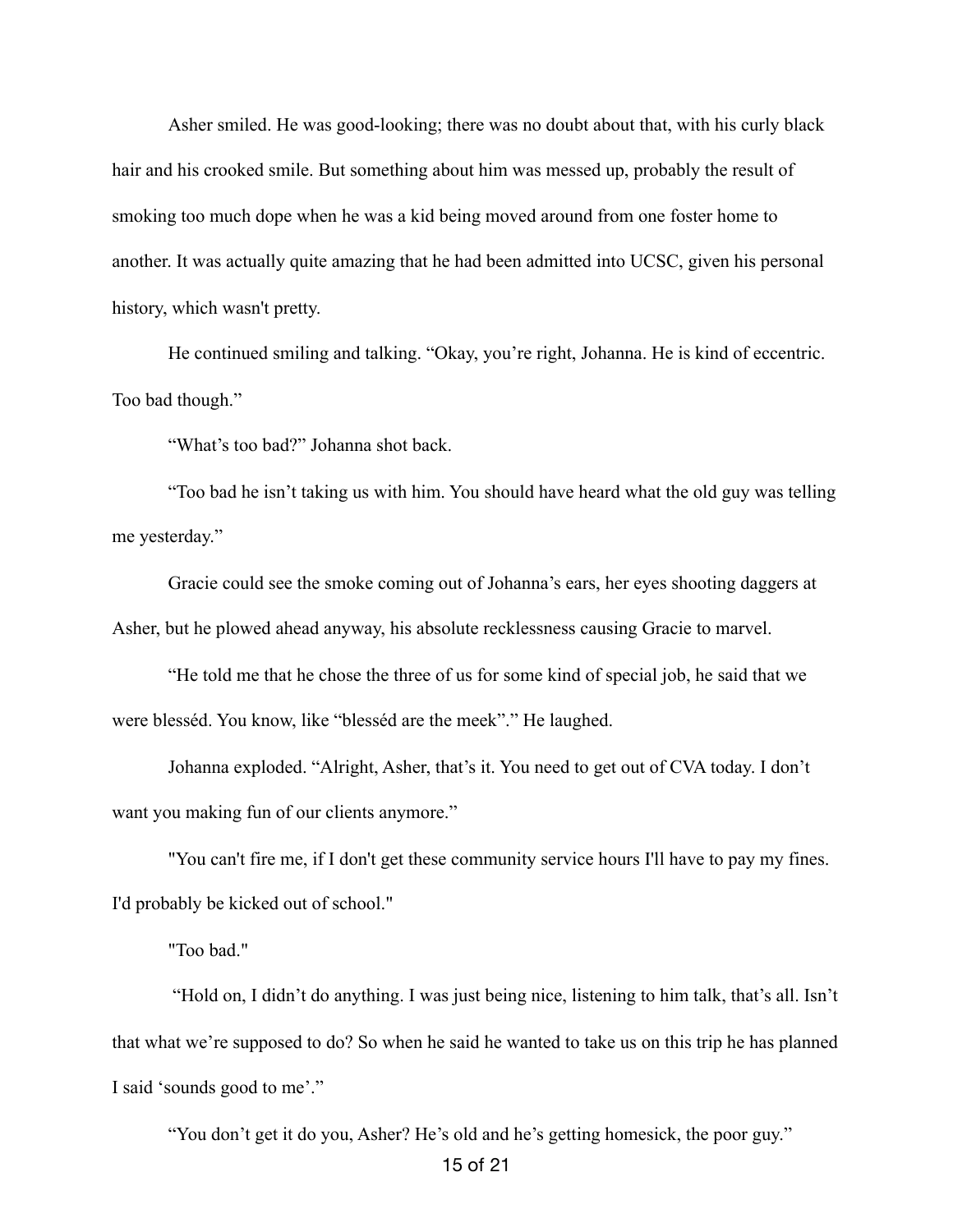Asher smiled. He was good-looking; there was no doubt about that, with his curly black hair and his crooked smile. But something about him was messed up, probably the result of smoking too much dope when he was a kid being moved around from one foster home to another. It was actually quite amazing that he had been admitted into UCSC, given his personal history, which wasn't pretty.

He continued smiling and talking. “Okay, you’re right, Johanna. He is kind of eccentric. Too bad though.”

“What’s too bad?” Johanna shot back.

“Too bad he isn’t taking us with him. You should have heard what the old guy was telling me yesterday.”

Gracie could see the smoke coming out of Johanna’s ears, her eyes shooting daggers at Asher, but he plowed ahead anyway, his absolute recklessness causing Gracie to marvel.

“He told me that he chose the three of us for some kind of special job, he said that we were blesséd. You know, like “blesséd are the meek”.” He laughed.

Johanna exploded. “Alright, Asher, that’s it. You need to get out of CVA today. I don’t want you making fun of our clients anymore.”

"You can't fire me, if I don't get these community service hours I'll have to pay my fines. I'd probably be kicked out of school."

"Too bad."

“Hold on, I didn’t do anything. I was just being nice, listening to him talk, that’s all. Isn’t that what we’re supposed to do? So when he said he wanted to take us on this trip he has planned I said ‘sounds good to me’.”

“You don’t get it do you, Asher? He’s old and he’s getting homesick, the poor guy.”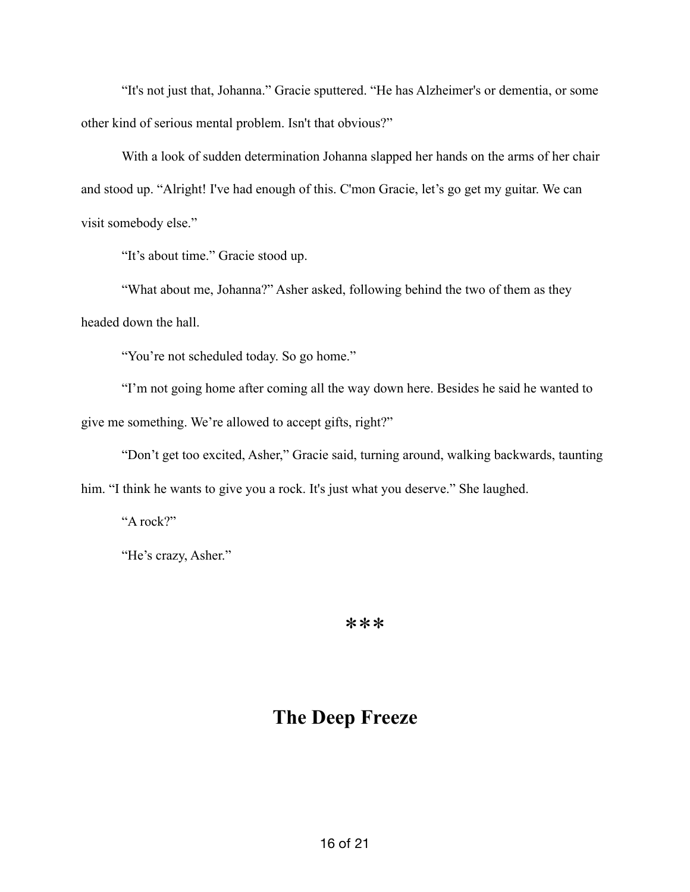“It's not just that, Johanna.” Gracie sputtered. “He has Alzheimer's or dementia, or some other kind of serious mental problem. Isn't that obvious?”

With a look of sudden determination Johanna slapped her hands on the arms of her chair and stood up. “Alright! I've had enough of this. C'mon Gracie, let’s go get my guitar. We can visit somebody else.”

“It’s about time.” Gracie stood up.

“What about me, Johanna?” Asher asked, following behind the two of them as they headed down the hall.

“You’re not scheduled today. So go home.”

“I’m not going home after coming all the way down here. Besides he said he wanted to give me something. We’re allowed to accept gifts, right?”

“Don’t get too excited, Asher,” Gracie said, turning around, walking backwards, taunting him. “I think he wants to give you a rock. It's just what you deserve.” She laughed.

“A rock?”

“He’s crazy, Asher.”

***

## The Deep Freeze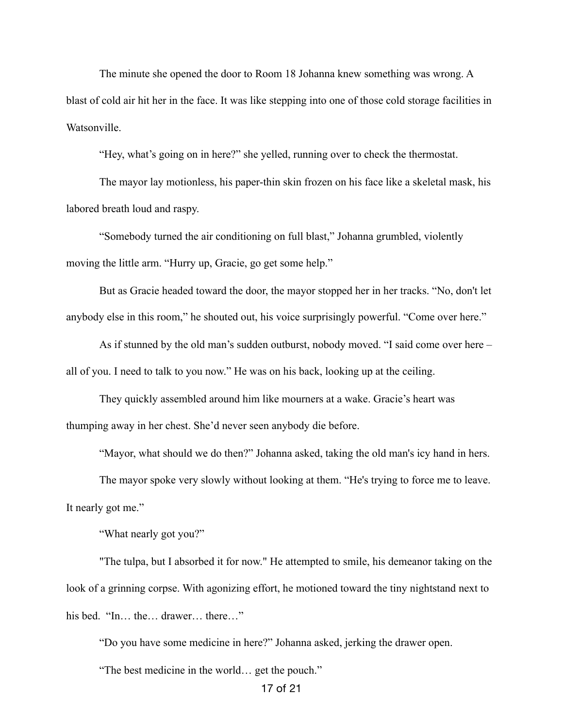The minute she opened the door to Room 18 Johanna knew something was wrong. A blast of cold air hit her in the face. It was like stepping into one of those cold storage facilities in Watsonville.

"Hey, what's going on in here?" she yelled, running over to check the thermostat.

The mayor lay motionless, his paper-thin skin frozen on his face like a skeletal mask, his labored breath loud and raspy.

"Somebody turned the air conditioning on full blast," Johanna grumbled, violently moving the little arm. "Hurry up, Gracie, go get some help."

But as Gracie headed toward the door, the mayor stopped her in her tracks. "No, don't let anybody else in this room," he shouted out, his voice surprisingly powerful. "Come over here."

As if stunned by the old man's sudden outburst, nobody moved. "I said come over here – all of you. I need to talk to you now." He was on his back, looking up at the ceiling.

They quickly assembled around him like mourners at a wake. Gracie's heart was thumping away in her chest. She'd never seen anybody die before.

"Mayor, what should we do then?" Johanna asked, taking the old man's icy hand in hers.

The mayor spoke very slowly without looking at them. "He's trying to force me to leave. It nearly got me."

"What nearly got you?"

"The tulpa, but I absorbed it for now." He attempted to smile, his demeanor taking on the look of a grinning corpse. With agonizing effort, he motioned toward the tiny nightstand next to his bed. "In… the… drawer… there…"

"Do you have some medicine in here?" Johanna asked, jerking the drawer open.

"The best medicine in the world… get the pouch."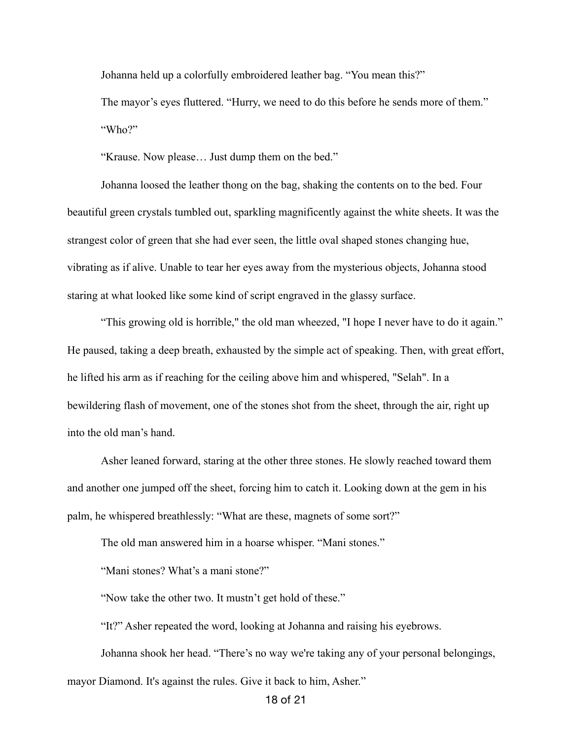Johanna held up a colorfully embroidered leather bag. “You mean this?”

The mayor’s eyes fluttered. “Hurry, we need to do this before he sends more of them.”

“Who?”

“Krause. Now please… Just dump them on the bed.”

Johanna loosed the leather thong on the bag, shaking the contents on to the bed. Four beautiful green crystals tumbled out, sparkling magnificently against the white sheets. It was the strangest color of green that she had ever seen, the little oval shaped stones changing hue, vibrating as if alive. Unable to tear her eyes away from the mysterious objects, Johanna stood staring at what looked like some kind of script engraved in the glassy surface.

“This growing old is horrible," the old man wheezed, "I hope I never have to do it again.” He paused, taking a deep breath, exhausted by the simple act of speaking. Then, with great effort, he lifted his arm as if reaching for the ceiling above him and whispered, "Selah". In a bewildering flash of movement, one of the stones shot from the sheet, through the air, right up into the old man’s hand.

Asher leaned forward, staring at the other three stones. He slowly reached toward them and another one jumped off the sheet, forcing him to catch it. Looking down at the gem in his palm, he whispered breathlessly: “What are these, magnets of some sort?”

The old man answered him in a hoarse whisper. “Mani stones.”

“Mani stones? What’s a mani stone?”

“Now take the other two. It mustn’t get hold of these.”

“It?” Asher repeated the word, looking at Johanna and raising his eyebrows.

Johanna shook her head. “There’s no way we're taking any of your personal belongings, mayor Diamond. It's against the rules. Give it back to him, Asher.”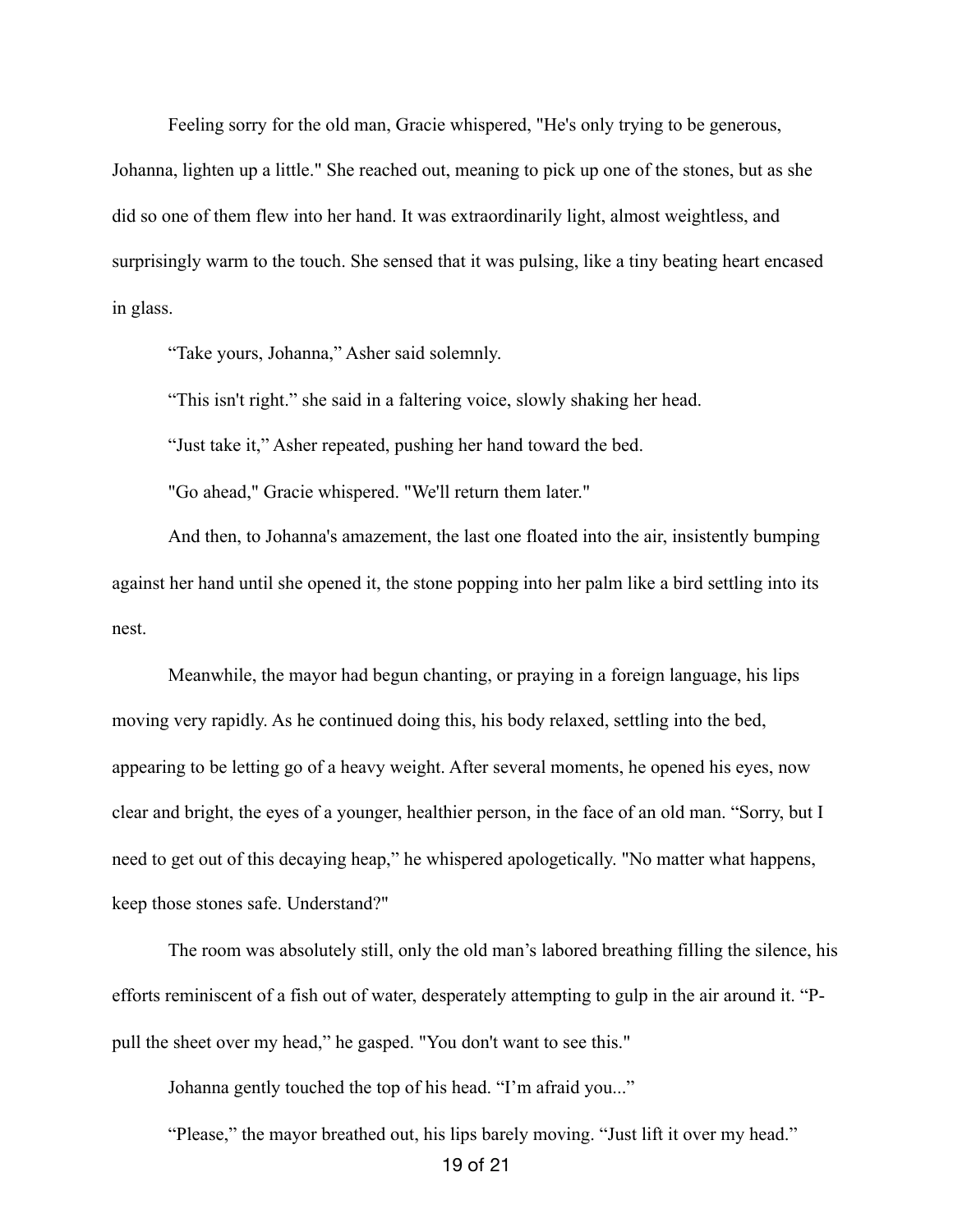Feeling sorry for the old man, Gracie whispered, "He's only trying to be generous, Johanna, lighten up a little." She reached out, meaning to pick up one of the stones, but as she did so one of them flew into her hand. It was extraordinarily light, almost weightless, and surprisingly warm to the touch. She sensed that it was pulsing, like a tiny beating heart encased in glass.

“Take yours, Johanna,” Asher said solemnly.

“This isn't right.” she said in a faltering voice, slowly shaking her head.

“Just take it,” Asher repeated, pushing her hand toward the bed.

"Go ahead," Gracie whispered. "We'll return them later."

And then, to Johanna's amazement, the last one floated into the air, insistently bumping against her hand until she opened it, the stone popping into her palm like a bird settling into its nest.

Meanwhile, the mayor had begun chanting, or praying in a foreign language, his lips moving very rapidly. As he continued doing this, his body relaxed, settling into the bed, appearing to be letting go of a heavy weight. After several moments, he opened his eyes, now clear and bright, the eyes of a younger, healthier person, in the face of an old man. “Sorry, but I need to get out of this decaying heap,” he whispered apologetically. "No matter what happens, keep those stones safe. Understand?"

The room was absolutely still, only the old man’s labored breathing filling the silence, his efforts reminiscent of a fish out of water, desperately attempting to gulp in the air around it. “P-pull the sheet over my head,” he gasped. "You don't want to see this."

Johanna gently touched the top of his head. “I’m afraid you...”

“Please,” the mayor breathed out, his lips barely moving. “Just lift it over my head.”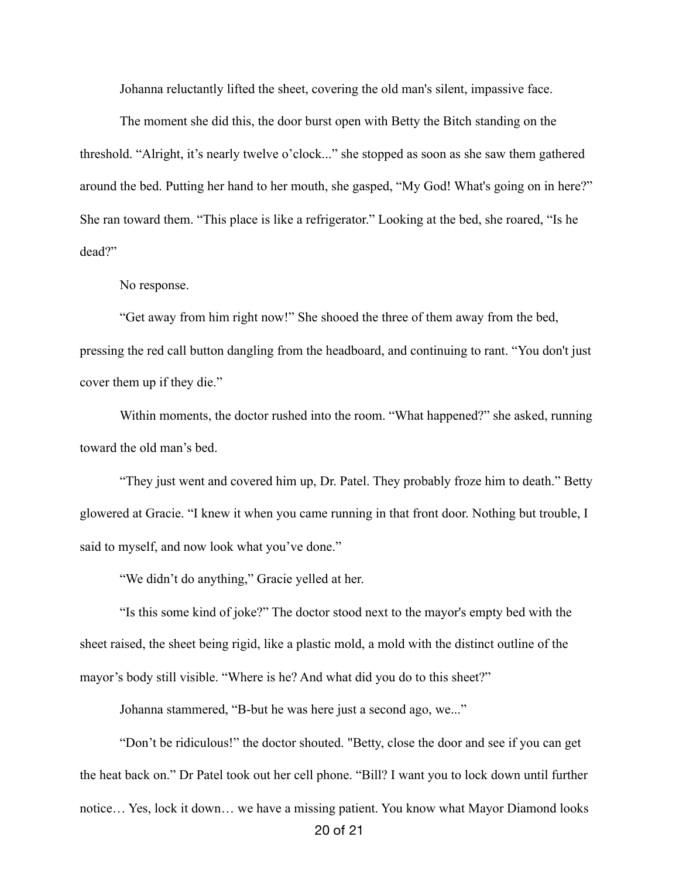Johanna reluctantly lifted the sheet, covering the old man's silent, impassive face.

The moment she did this, the door burst open with Betty the Bitch standing on the threshold. "Alright, it's nearly twelve o'clock..." she stopped as soon as she saw them gathered around the bed. Putting her hand to her mouth, she gasped, "My God! What's going on in here?" She ran toward them. "This place is like a refrigerator." Looking at the bed, she roared, "Is he dead?"

No response.

"Get away from him right now!" She shooed the three of them away from the bed, pressing the red call button dangling from the headboard, and continuing to rant. "You don't just cover them up if they die."

Within moments, the doctor rushed into the room. "What happened?" she asked, running toward the old man's bed.

"They just went and covered him up, Dr. Patel. They probably froze him to death." Betty glowered at Gracie. "I knew it when you came running in that front door. Nothing but trouble, I said to myself, and now look what you've done."

"We didn't do anything," Gracie yelled at her.

"Is this some kind of joke?" The doctor stood next to the mayor's empty bed with the sheet raised, the sheet being rigid, like a plastic mold, a mold with the distinct outline of the mayor's body still visible. "Where is he? And what did you do to this sheet?"

Johanna stammered, "B-but he was here just a second ago, we..."

"Don't be ridiculous!" the doctor shouted. "Betty, close the door and see if you can get the heat back on." Dr Patel took out her cell phone. "Bill? I want you to lock down until further notice… Yes, lock it down… we have a missing patient. You know what Mayor Diamond looks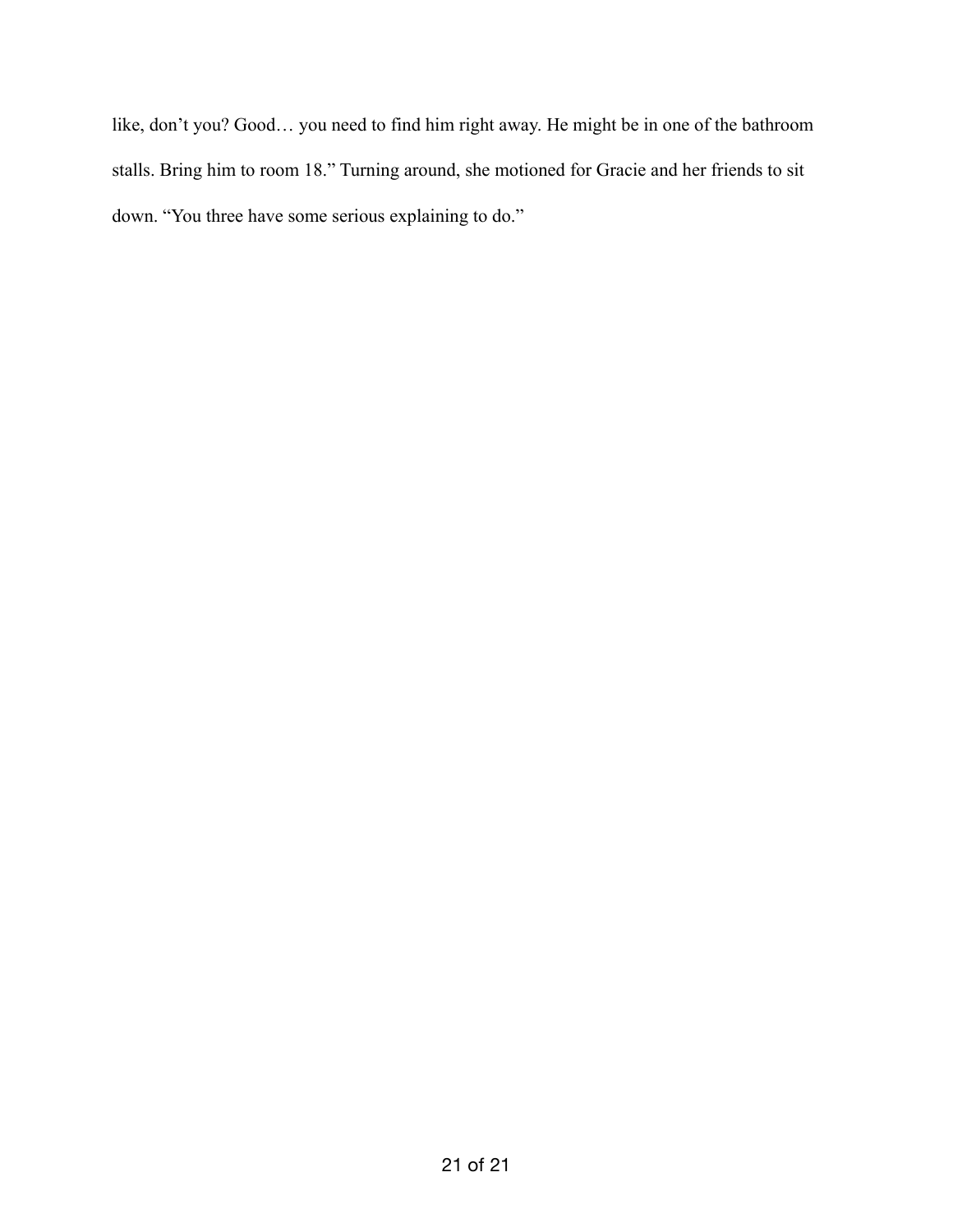like, don't you? Good… you need to find him right away. He might be in one of the bathroom stalls. Bring him to room 18." Turning around, she motioned for Gracie and her friends to sit down. "You three have some serious explaining to do."